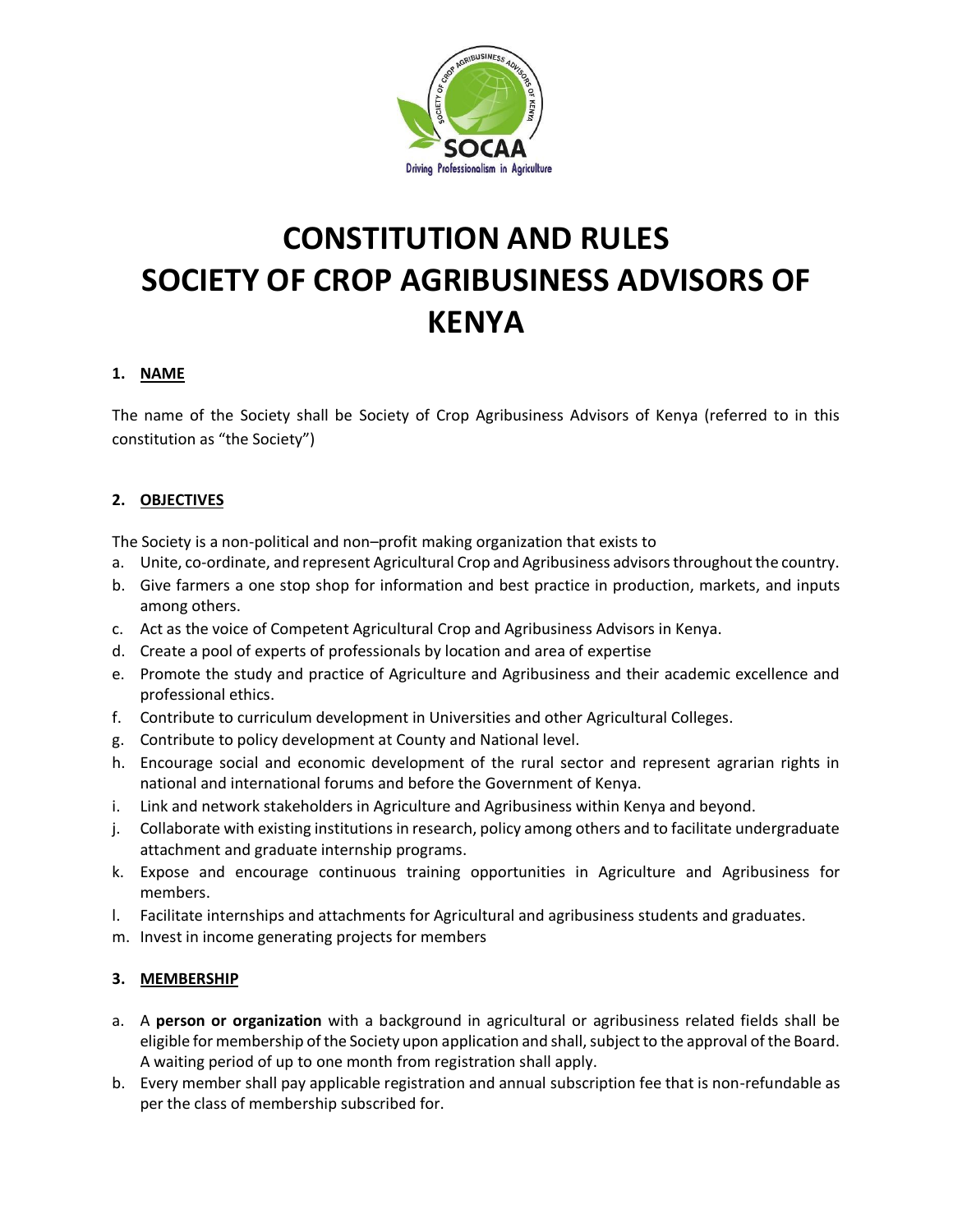# CONSTITUTION AND RULES SOCIETY OF CROP AGRIBUSINESS ADVISORS OF KENYA

## 1. NAME

The name of the Society shall be Society of Crop Agribusiness Advisors of Kenya (referred to in this constitution as "the Society")

## 2. OBJECTIVES

The Society is a non-political and non–profit making organization that exists to

a. Unite, co-ordinate, and represent Agricultural Crop and Agribusiness advisors throughout the country.
b. Give farmers a one stop shop for information and best practice in production, markets, and inputs among others.
c. Act as the voice of Competent Agricultural Crop and Agribusiness Advisors in Kenya.
d. Create a pool of experts of professionals by location and area of expertise
e. Promote the study and practice of Agriculture and Agribusiness and their academic excellence and professional ethics.
f. Contribute to curriculum development in Universities and other Agricultural Colleges.
g. Contribute to policy development at County and National level.
h. Encourage social and economic development of the rural sector and represent agrarian rights in national and international forums and before the Government of Kenya.
i. Link and network stakeholders in Agriculture and Agribusiness within Kenya and beyond.
j. Collaborate with existing institutions in research, policy among others and to facilitate undergraduate attachment and graduate internship programs.
k. Expose and encourage continuous training opportunities in Agriculture and Agribusiness for members.
l. Facilitate internships and attachments for Agricultural and agribusiness students and graduates.
m. Invest in income generating projects for members

## 3. MEMBERSHIP

a. A **person or organization** with a background in agricultural or agribusiness related fields shall be eligible for membership of the Society upon application and shall, subject to the approval of the Board. A waiting period of up to one month from registration shall apply.
b. Every member shall pay applicable registration and annual subscription fee that is non-refundable as per the class of membership subscribed for.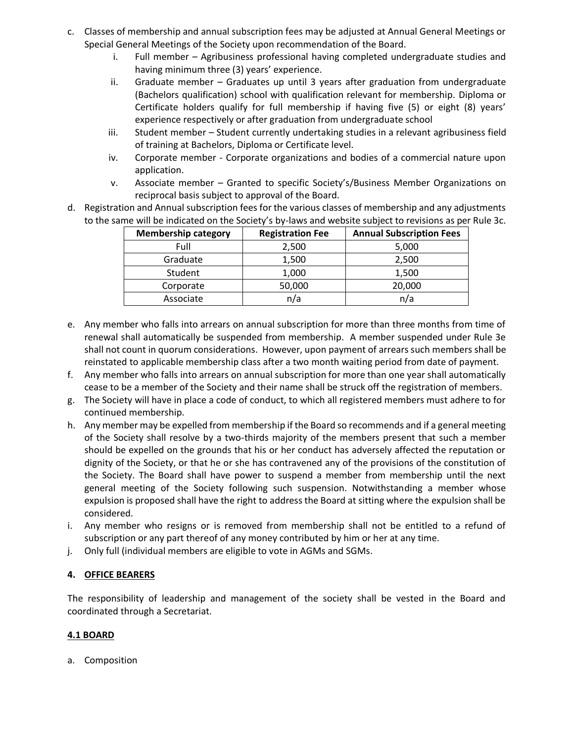c. Classes of membership and annual subscription fees may be adjusted at Annual General Meetings or Special General Meetings of the Society upon recommendation of the Board.
   i. Full member – Agribusiness professional having completed undergraduate studies and having minimum three (3) years' experience.
   ii. Graduate member – Graduates up until 3 years after graduation from undergraduate (Bachelors qualification) school with qualification relevant for membership. Diploma or Certificate holders qualify for full membership if having five (5) or eight (8) years' experience respectively or after graduation from undergraduate school
   iii. Student member – Student currently undertaking studies in a relevant agribusiness field of training at Bachelors, Diploma or Certificate level.
   iv. Corporate member - Corporate organizations and bodies of a commercial nature upon application.
   v. Associate member – Granted to specific Society's/Business Member Organizations on reciprocal basis subject to approval of the Board.

d. Registration and Annual subscription fees for the various classes of membership and any adjustments to the same will be indicated on the Society's by-laws and website subject to revisions as per Rule 3c.

| Membership category | Registration Fee | Annual Subscription Fees |
|---|---|---|
| Full | 2,500 | 5,000 |
| Graduate | 1,500 | 2,500 |
| Student | 1,000 | 1,500 |
| Corporate | 50,000 | 20,000 |
| Associate | n/a | n/a |

e. Any member who falls into arrears on annual subscription for more than three months from time of renewal shall automatically be suspended from membership. A member suspended under Rule 3e shall not count in quorum considerations. However, upon payment of arrears such members shall be reinstated to applicable membership class after a two month waiting period from date of payment.

f. Any member who falls into arrears on annual subscription for more than one year shall automatically cease to be a member of the Society and their name shall be struck off the registration of members.

g. The Society will have in place a code of conduct, to which all registered members must adhere to for continued membership.

h. Any member may be expelled from membership if the Board so recommends and if a general meeting of the Society shall resolve by a two-thirds majority of the members present that such a member should be expelled on the grounds that his or her conduct has adversely affected the reputation or dignity of the Society, or that he or she has contravened any of the provisions of the constitution of the Society. The Board shall have power to suspend a member from membership until the next general meeting of the Society following such suspension. Notwithstanding a member whose expulsion is proposed shall have the right to address the Board at sitting where the expulsion shall be considered.

i. Any member who resigns or is removed from membership shall not be entitled to a refund of subscription or any part thereof of any money contributed by him or her at any time.

j. Only full (individual members are eligible to vote in AGMs and SGMs.

## 4. OFFICE BEARERS

The responsibility of leadership and management of the society shall be vested in the Board and coordinated through a Secretariat.

### 4.1 BOARD

a. Composition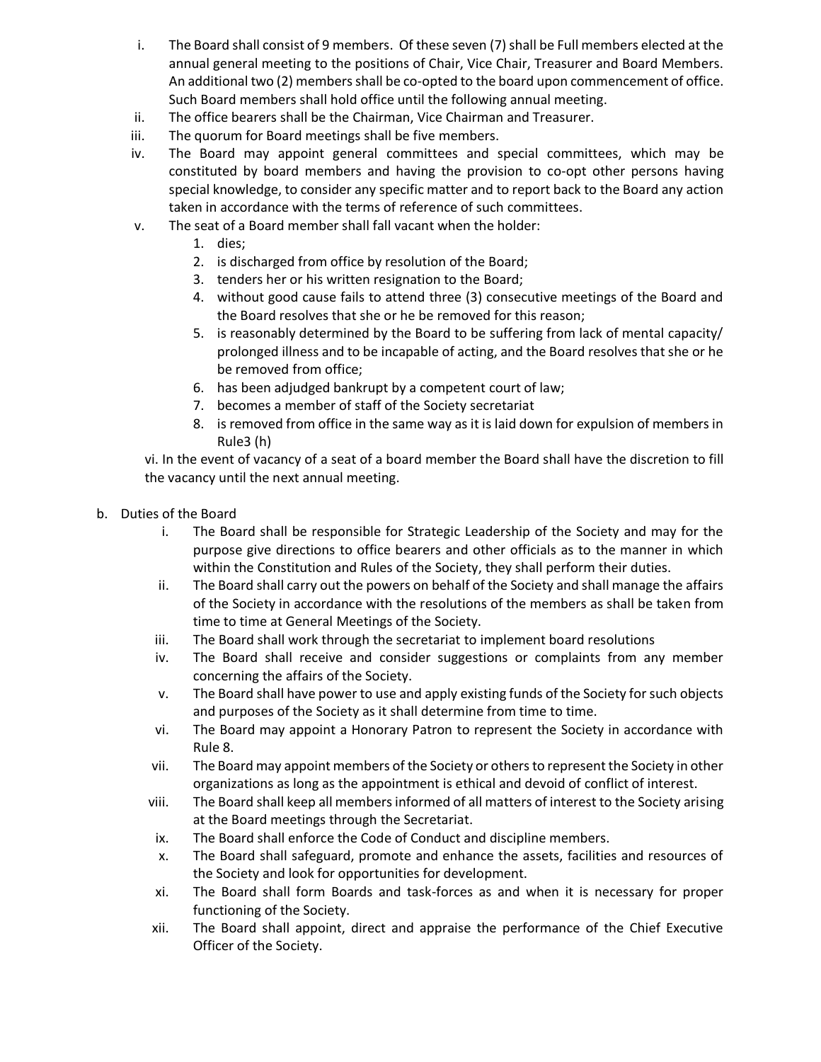i. The Board shall consist of 9 members. Of these seven (7) shall be Full members elected at the annual general meeting to the positions of Chair, Vice Chair, Treasurer and Board Members. An additional two (2) members shall be co-opted to the board upon commencement of office. Such Board members shall hold office until the following annual meeting.
ii. The office bearers shall be the Chairman, Vice Chairman and Treasurer.
iii. The quorum for Board meetings shall be five members.
iv. The Board may appoint general committees and special committees, which may be constituted by board members and having the provision to co-opt other persons having special knowledge, to consider any specific matter and to report back to the Board any action taken in accordance with the terms of reference of such committees.
v. The seat of a Board member shall fall vacant when the holder:
   1. dies;
   2. is discharged from office by resolution of the Board;
   3. tenders her or his written resignation to the Board;
   4. without good cause fails to attend three (3) consecutive meetings of the Board and the Board resolves that she or he be removed for this reason;
   5. is reasonably determined by the Board to be suffering from lack of mental capacity/ prolonged illness and to be incapable of acting, and the Board resolves that she or he be removed from office;
   6. has been adjudged bankrupt by a competent court of law;
   7. becomes a member of staff of the Society secretariat
   8. is removed from office in the same way as it is laid down for expulsion of members in Rule3 (h)

vi. In the event of vacancy of a seat of a board member the Board shall have the discretion to fill the vacancy until the next annual meeting.

b. Duties of the Board
   i. The Board shall be responsible for Strategic Leadership of the Society and may for the purpose give directions to office bearers and other officials as to the manner in which within the Constitution and Rules of the Society, they shall perform their duties.
   ii. The Board shall carry out the powers on behalf of the Society and shall manage the affairs of the Society in accordance with the resolutions of the members as shall be taken from time to time at General Meetings of the Society.
   iii. The Board shall work through the secretariat to implement board resolutions
   iv. The Board shall receive and consider suggestions or complaints from any member concerning the affairs of the Society.
   v. The Board shall have power to use and apply existing funds of the Society for such objects and purposes of the Society as it shall determine from time to time.
   vi. The Board may appoint a Honorary Patron to represent the Society in accordance with Rule 8.
   vii. The Board may appoint members of the Society or others to represent the Society in other organizations as long as the appointment is ethical and devoid of conflict of interest.
   viii. The Board shall keep all members informed of all matters of interest to the Society arising at the Board meetings through the Secretariat.
   ix. The Board shall enforce the Code of Conduct and discipline members.
   x. The Board shall safeguard, promote and enhance the assets, facilities and resources of the Society and look for opportunities for development.
   xi. The Board shall form Boards and task-forces as and when it is necessary for proper functioning of the Society.
   xii. The Board shall appoint, direct and appraise the performance of the Chief Executive Officer of the Society.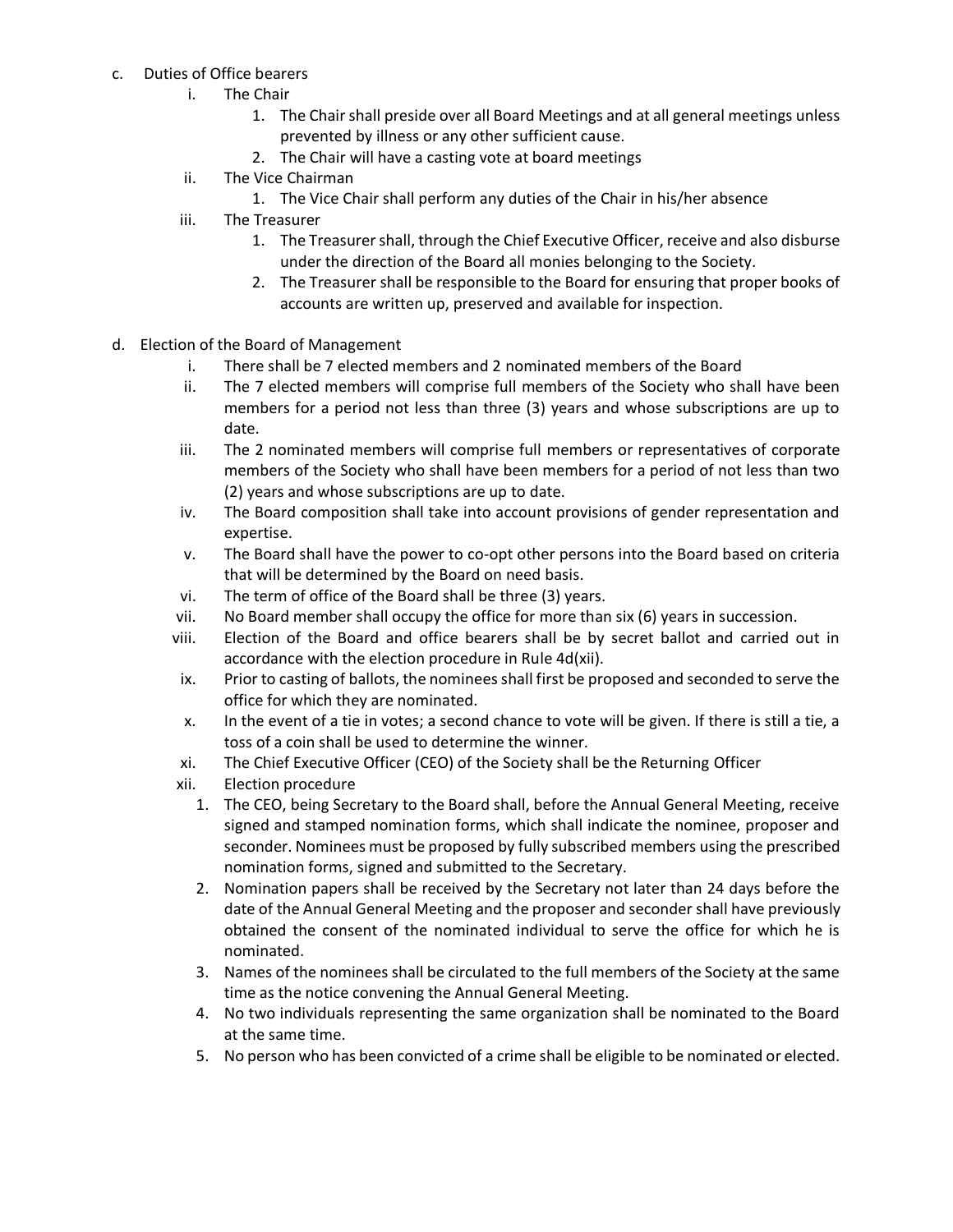c. Duties of Office bearers
   i. The Chair
      1. The Chair shall preside over all Board Meetings and at all general meetings unless prevented by illness or any other sufficient cause.
      2. The Chair will have a casting vote at board meetings
   ii. The Vice Chairman
      1. The Vice Chair shall perform any duties of the Chair in his/her absence
   iii. The Treasurer
      1. The Treasurer shall, through the Chief Executive Officer, receive and also disburse under the direction of the Board all monies belonging to the Society.
      2. The Treasurer shall be responsible to the Board for ensuring that proper books of accounts are written up, preserved and available for inspection.

d. Election of the Board of Management
   i. There shall be 7 elected members and 2 nominated members of the Board
   ii. The 7 elected members will comprise full members of the Society who shall have been members for a period not less than three (3) years and whose subscriptions are up to date.
   iii. The 2 nominated members will comprise full members or representatives of corporate members of the Society who shall have been members for a period of not less than two (2) years and whose subscriptions are up to date.
   iv. The Board composition shall take into account provisions of gender representation and expertise.
   v. The Board shall have the power to co-opt other persons into the Board based on criteria that will be determined by the Board on need basis.
   vi. The term of office of the Board shall be three (3) years.
   vii. No Board member shall occupy the office for more than six (6) years in succession.
   viii. Election of the Board and office bearers shall be by secret ballot and carried out in accordance with the election procedure in Rule 4d(xii).
   ix. Prior to casting of ballots, the nominees shall first be proposed and seconded to serve the office for which they are nominated.
   x. In the event of a tie in votes; a second chance to vote will be given. If there is still a tie, a toss of a coin shall be used to determine the winner.
   xi. The Chief Executive Officer (CEO) of the Society shall be the Returning Officer
   xii. Election procedure
      1. The CEO, being Secretary to the Board shall, before the Annual General Meeting, receive signed and stamped nomination forms, which shall indicate the nominee, proposer and seconder. Nominees must be proposed by fully subscribed members using the prescribed nomination forms, signed and submitted to the Secretary.
      2. Nomination papers shall be received by the Secretary not later than 24 days before the date of the Annual General Meeting and the proposer and seconder shall have previously obtained the consent of the nominated individual to serve the office for which he is nominated.
      3. Names of the nominees shall be circulated to the full members of the Society at the same time as the notice convening the Annual General Meeting.
      4. No two individuals representing the same organization shall be nominated to the Board at the same time.
      5. No person who has been convicted of a crime shall be eligible to be nominated or elected.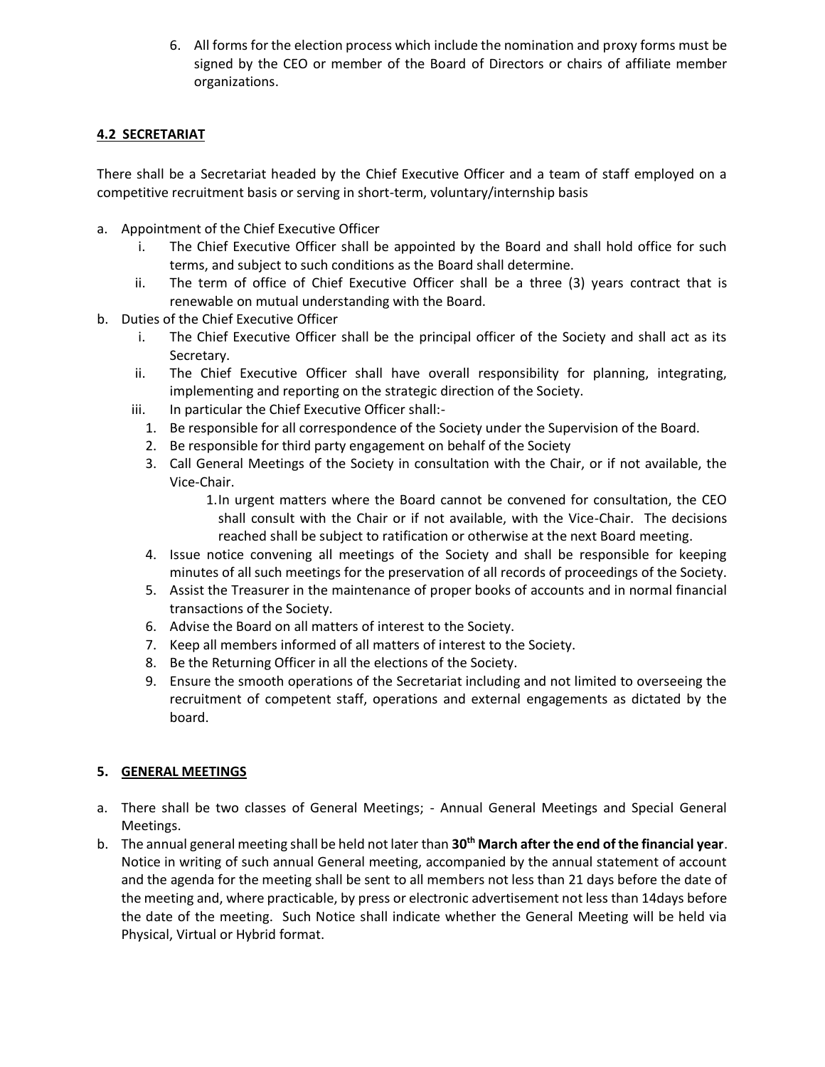6. All forms for the election process which include the nomination and proxy forms must be signed by the CEO or member of the Board of Directors or chairs of affiliate member organizations.

### 4.2 SECRETARIAT

There shall be a Secretariat headed by the Chief Executive Officer and a team of staff employed on a competitive recruitment basis or serving in short-term, voluntary/internship basis

a. Appointment of the Chief Executive Officer
   i. The Chief Executive Officer shall be appointed by the Board and shall hold office for such terms, and subject to such conditions as the Board shall determine.
   ii. The term of office of Chief Executive Officer shall be a three (3) years contract that is renewable on mutual understanding with the Board.
b. Duties of the Chief Executive Officer
   i. The Chief Executive Officer shall be the principal officer of the Society and shall act as its Secretary.
   ii. The Chief Executive Officer shall have overall responsibility for planning, integrating, implementing and reporting on the strategic direction of the Society.
   iii. In particular the Chief Executive Officer shall:-
      1. Be responsible for all correspondence of the Society under the Supervision of the Board.
      2. Be responsible for third party engagement on behalf of the Society
      3. Call General Meetings of the Society in consultation with the Chair, or if not available, the Vice-Chair.
         1. In urgent matters where the Board cannot be convened for consultation, the CEO shall consult with the Chair or if not available, with the Vice-Chair. The decisions reached shall be subject to ratification or otherwise at the next Board meeting.
      4. Issue notice convening all meetings of the Society and shall be responsible for keeping minutes of all such meetings for the preservation of all records of proceedings of the Society.
      5. Assist the Treasurer in the maintenance of proper books of accounts and in normal financial transactions of the Society.
      6. Advise the Board on all matters of interest to the Society.
      7. Keep all members informed of all matters of interest to the Society.
      8. Be the Returning Officer in all the elections of the Society.
      9. Ensure the smooth operations of the Secretariat including and not limited to overseeing the recruitment of competent staff, operations and external engagements as dictated by the board.

## 5. GENERAL MEETINGS

a. There shall be two classes of General Meetings; - Annual General Meetings and Special General Meetings.
b. The annual general meeting shall be held not later than **30th March after the end of the financial year**. Notice in writing of such annual General meeting, accompanied by the annual statement of account and the agenda for the meeting shall be sent to all members not less than 21 days before the date of the meeting and, where practicable, by press or electronic advertisement not less than 14days before the date of the meeting. Such Notice shall indicate whether the General Meeting will be held via Physical, Virtual or Hybrid format.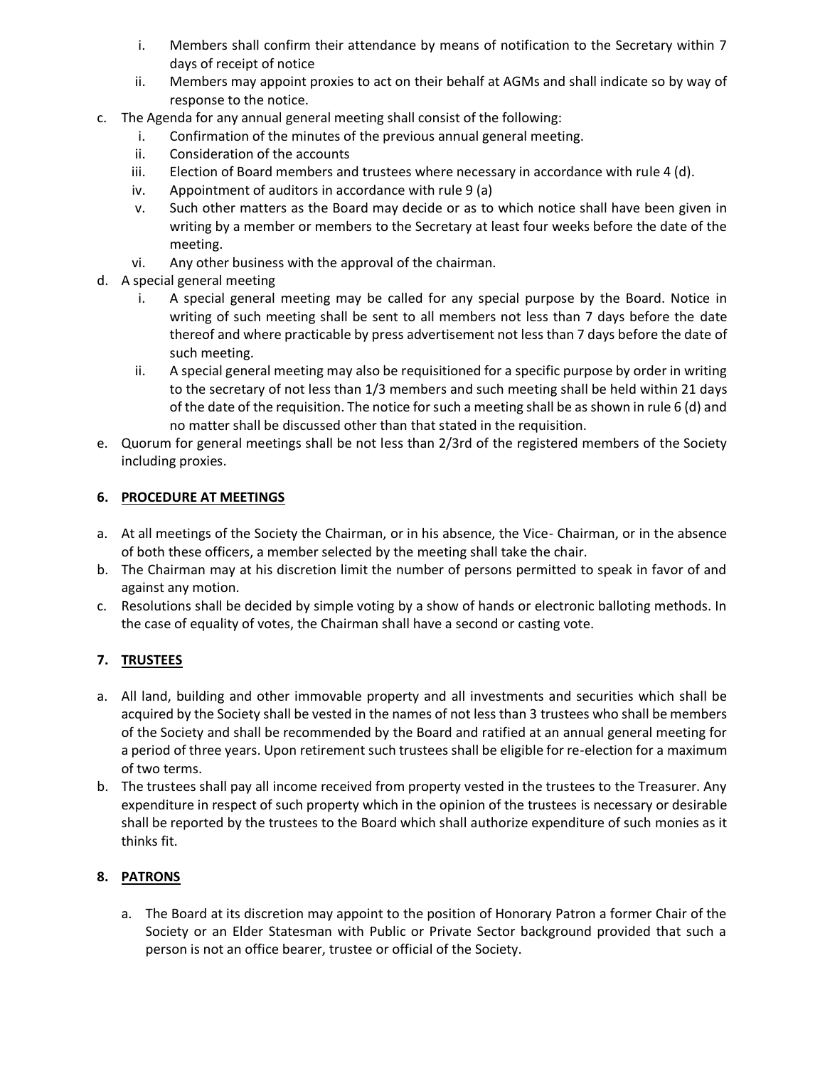i. Members shall confirm their attendance by means of notification to the Secretary within 7 days of receipt of notice
   ii. Members may appoint proxies to act on their behalf at AGMs and shall indicate so by way of response to the notice.

c. The Agenda for any annual general meeting shall consist of the following:
   i. Confirmation of the minutes of the previous annual general meeting.
   ii. Consideration of the accounts
   iii. Election of Board members and trustees where necessary in accordance with rule 4 (d).
   iv. Appointment of auditors in accordance with rule 9 (a)
   v. Such other matters as the Board may decide or as to which notice shall have been given in writing by a member or members to the Secretary at least four weeks before the date of the meeting.
   vi. Any other business with the approval of the chairman.

d. A special general meeting
   i. A special general meeting may be called for any special purpose by the Board. Notice in writing of such meeting shall be sent to all members not less than 7 days before the date thereof and where practicable by press advertisement not less than 7 days before the date of such meeting.
   ii. A special general meeting may also be requisitioned for a specific purpose by order in writing to the secretary of not less than 1/3 members and such meeting shall be held within 21 days of the date of the requisition. The notice for such a meeting shall be as shown in rule 6 (d) and no matter shall be discussed other than that stated in the requisition.

e. Quorum for general meetings shall be not less than 2/3rd of the registered members of the Society including proxies.

## 6. PROCEDURE AT MEETINGS

a. At all meetings of the Society the Chairman, or in his absence, the Vice- Chairman, or in the absence of both these officers, a member selected by the meeting shall take the chair.

b. The Chairman may at his discretion limit the number of persons permitted to speak in favor of and against any motion.

c. Resolutions shall be decided by simple voting by a show of hands or electronic balloting methods. In the case of equality of votes, the Chairman shall have a second or casting vote.

## 7. TRUSTEES

a. All land, building and other immovable property and all investments and securities which shall be acquired by the Society shall be vested in the names of not less than 3 trustees who shall be members of the Society and shall be recommended by the Board and ratified at an annual general meeting for a period of three years. Upon retirement such trustees shall be eligible for re-election for a maximum of two terms.

b. The trustees shall pay all income received from property vested in the trustees to the Treasurer. Any expenditure in respect of such property which in the opinion of the trustees is necessary or desirable shall be reported by the trustees to the Board which shall authorize expenditure of such monies as it thinks fit.

## 8. PATRONS

a. The Board at its discretion may appoint to the position of Honorary Patron a former Chair of the Society or an Elder Statesman with Public or Private Sector background provided that such a person is not an office bearer, trustee or official of the Society.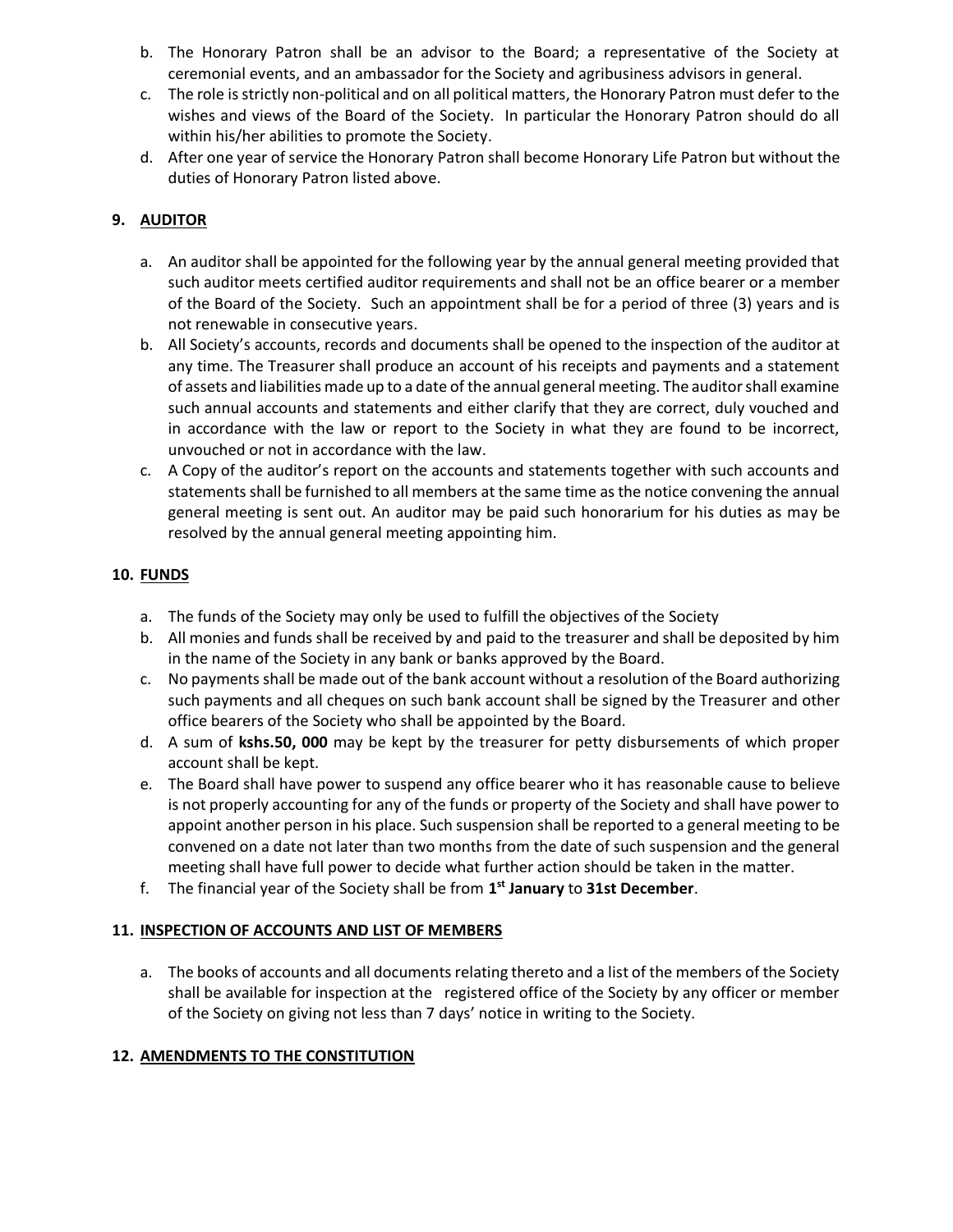b. The Honorary Patron shall be an advisor to the Board; a representative of the Society at ceremonial events, and an ambassador for the Society and agribusiness advisors in general.

c. The role is strictly non-political and on all political matters, the Honorary Patron must defer to the wishes and views of the Board of the Society. In particular the Honorary Patron should do all within his/her abilities to promote the Society.

d. After one year of service the Honorary Patron shall become Honorary Life Patron but without the duties of Honorary Patron listed above.

## 9. AUDITOR

a. An auditor shall be appointed for the following year by the annual general meeting provided that such auditor meets certified auditor requirements and shall not be an office bearer or a member of the Board of the Society. Such an appointment shall be for a period of three (3) years and is not renewable in consecutive years.

b. All Society's accounts, records and documents shall be opened to the inspection of the auditor at any time. The Treasurer shall produce an account of his receipts and payments and a statement of assets and liabilities made up to a date of the annual general meeting. The auditor shall examine such annual accounts and statements and either clarify that they are correct, duly vouched and in accordance with the law or report to the Society in what they are found to be incorrect, unvouched or not in accordance with the law.

c. A Copy of the auditor's report on the accounts and statements together with such accounts and statements shall be furnished to all members at the same time as the notice convening the annual general meeting is sent out. An auditor may be paid such honorarium for his duties as may be resolved by the annual general meeting appointing him.

## 10. FUNDS

a. The funds of the Society may only be used to fulfill the objectives of the Society

b. All monies and funds shall be received by and paid to the treasurer and shall be deposited by him in the name of the Society in any bank or banks approved by the Board.

c. No payments shall be made out of the bank account without a resolution of the Board authorizing such payments and all cheques on such bank account shall be signed by the Treasurer and other office bearers of the Society who shall be appointed by the Board.

d. A sum of **kshs.50, 000** may be kept by the treasurer for petty disbursements of which proper account shall be kept.

e. The Board shall have power to suspend any office bearer who it has reasonable cause to believe is not properly accounting for any of the funds or property of the Society and shall have power to appoint another person in his place. Such suspension shall be reported to a general meeting to be convened on a date not later than two months from the date of such suspension and the general meeting shall have full power to decide what further action should be taken in the matter.

f. The financial year of the Society shall be from **1st January** to **31st December**.

## 11. INSPECTION OF ACCOUNTS AND LIST OF MEMBERS

a. The books of accounts and all documents relating thereto and a list of the members of the Society shall be available for inspection at the registered office of the Society by any officer or member of the Society on giving not less than 7 days' notice in writing to the Society.

## 12. AMENDMENTS TO THE CONSTITUTION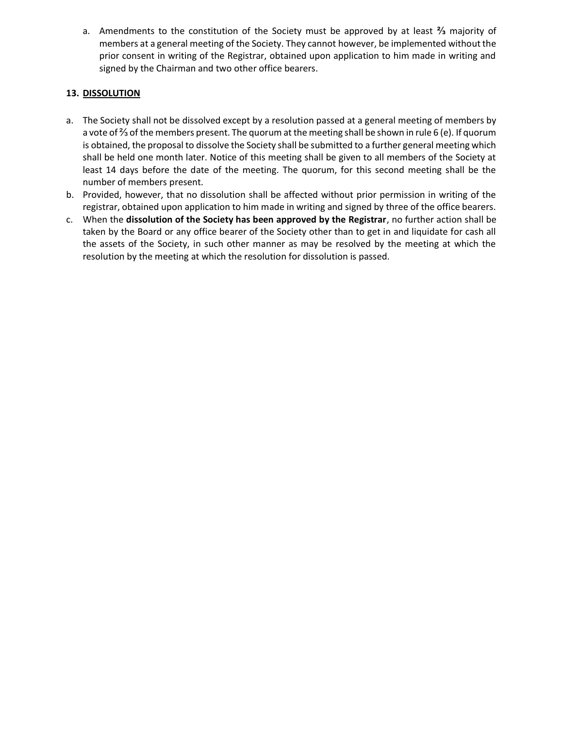a. Amendments to the constitution of the Society must be approved by at least ⅔ majority of members at a general meeting of the Society. They cannot however, be implemented without the prior consent in writing of the Registrar, obtained upon application to him made in writing and signed by the Chairman and two other office bearers.

## 13. DISSOLUTION

a. The Society shall not be dissolved except by a resolution passed at a general meeting of members by a vote of ⅔ of the members present. The quorum at the meeting shall be shown in rule 6 (e). If quorum is obtained, the proposal to dissolve the Society shall be submitted to a further general meeting which shall be held one month later. Notice of this meeting shall be given to all members of the Society at least 14 days before the date of the meeting. The quorum, for this second meeting shall be the number of members present.
b. Provided, however, that no dissolution shall be affected without prior permission in writing of the registrar, obtained upon application to him made in writing and signed by three of the office bearers.
c. When the **dissolution of the Society has been approved by the Registrar**, no further action shall be taken by the Board or any office bearer of the Society other than to get in and liquidate for cash all the assets of the Society, in such other manner as may be resolved by the meeting at which the resolution by the meeting at which the resolution for dissolution is passed.